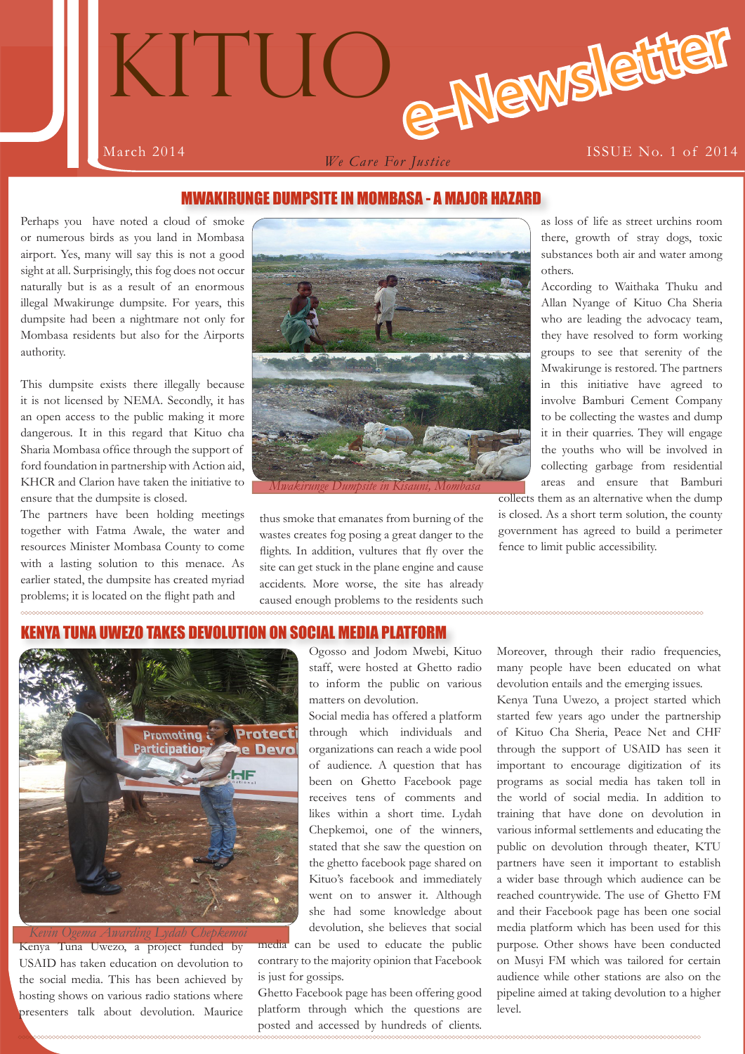# KITUO e-Newsletter

March 2014

*We Care For Justice*

ISSUE No. 1 of 2014

## MWAKIRUNGE DUMPSITE IN MOMBASA - A MAJOR HAZARD

Perhaps you have noted a cloud of smoke or numerous birds as you land in Mombasa airport. Yes, many will say this is not a good sight at all. Surprisingly, this fog does not occur naturally but is as a result of an enormous illegal Mwakirunge dumpsite. For years, this dumpsite had been a nightmare not only for Mombasa residents but also for the Airports authority.

This dumpsite exists there illegally because it is not licensed by NEMA. Secondly, it has an open access to the public making it more dangerous. It in this regard that Kituo cha Sharia Mombasa office through the support of ford foundation in partnership with Action aid, KHCR and Clarion have taken the initiative to ensure that the dumpsite is closed.

The partners have been holding meetings together with Fatma Awale, the water and resources Minister Mombasa County to come with a lasting solution to this menace. As earlier stated, the dumpsite has created myriad problems; it is located on the flight path and thus smoke that emanates from burning of the wastes creates fog posing a great danger to the flights. In addition, vultures that fly over the site can get stuck in the plane engine and cause accidents. More worse, the site has already caused enough problems to the residents such as loss of life as street urchins room there, growth of stray dogs, toxic substances both air and water among others.

*Mwakirunge Dumpsite in Kisauni, Mombasa*

According to Waithaka Thuku and Allan Nyange of Kituo Cha Sheria who are leading the advocacy team, they have resolved to form working groups to see that serenity of the Mwakirunge is restored. The partners in this initiative have agreed to involve Bamburi Cement Company to be collecting the wastes and dump it in their quarries. They will engage the youths who will be involved in collecting garbage from residential areas and ensure that Bamburi collects them as an alternative when the dump is closed. As a short term solution, the county government has agreed to build a perimeter fence to limit public accessibility.

## KENYA TUNA UWEZO TAKES DEVOLUTION ON SOCIAL MEDIA PLATFORM

*Kevin Ogema Awarding Lydah Chepkemoi*

Kenya Tuna Uwezo, a project funded by USAID has taken education on devolution to the social media. This has been achieved by hosting shows on various radio stations where presenters talk about devolution. Maurice Ogosso and Jodom Mwebi, Kituo staff, were hosted at Ghetto radio to inform the public on various matters on devolution.

Social media has offered a platform through which individuals and organizations can reach a wide pool of audience. A question that has been on Ghetto Facebook page receives tens of comments and likes within a short time. Lydah Chepkemoi, one of the winners, stated that she saw the question on the ghetto facebook page shared on Kituo's facebook and immediately went on to answer it. Although she had some knowledge about devolution, she believes that social media can be used to educate the public contrary to the majority opinion that Facebook is just for gossips.

Ghetto Facebook page has been offering good platform through which the questions are posted and accessed by hundreds of clients. Moreover, through their radio frequencies, many people have been educated on what devolution entails and the emerging issues.

Kenya Tuna Uwezo, a project started which started few years ago under the partnership of Kituo Cha Sheria, Peace Net and CHF through the support of USAID has seen it important to encourage digitization of its programs as social media has taken toll in the world of social media. In addition to training that have done on devolution in various informal settlements and educating the public on devolution through theater, KTU partners have seen it important to establish a wider base through which audience can be reached countrywide. The use of Ghetto FM and their Facebook page has been one social media platform which has been used for this purpose. Other shows have been conducted on Musyi FM which was tailored for certain audience while other stations are also on the pipeline aimed at taking devolution to a higher level.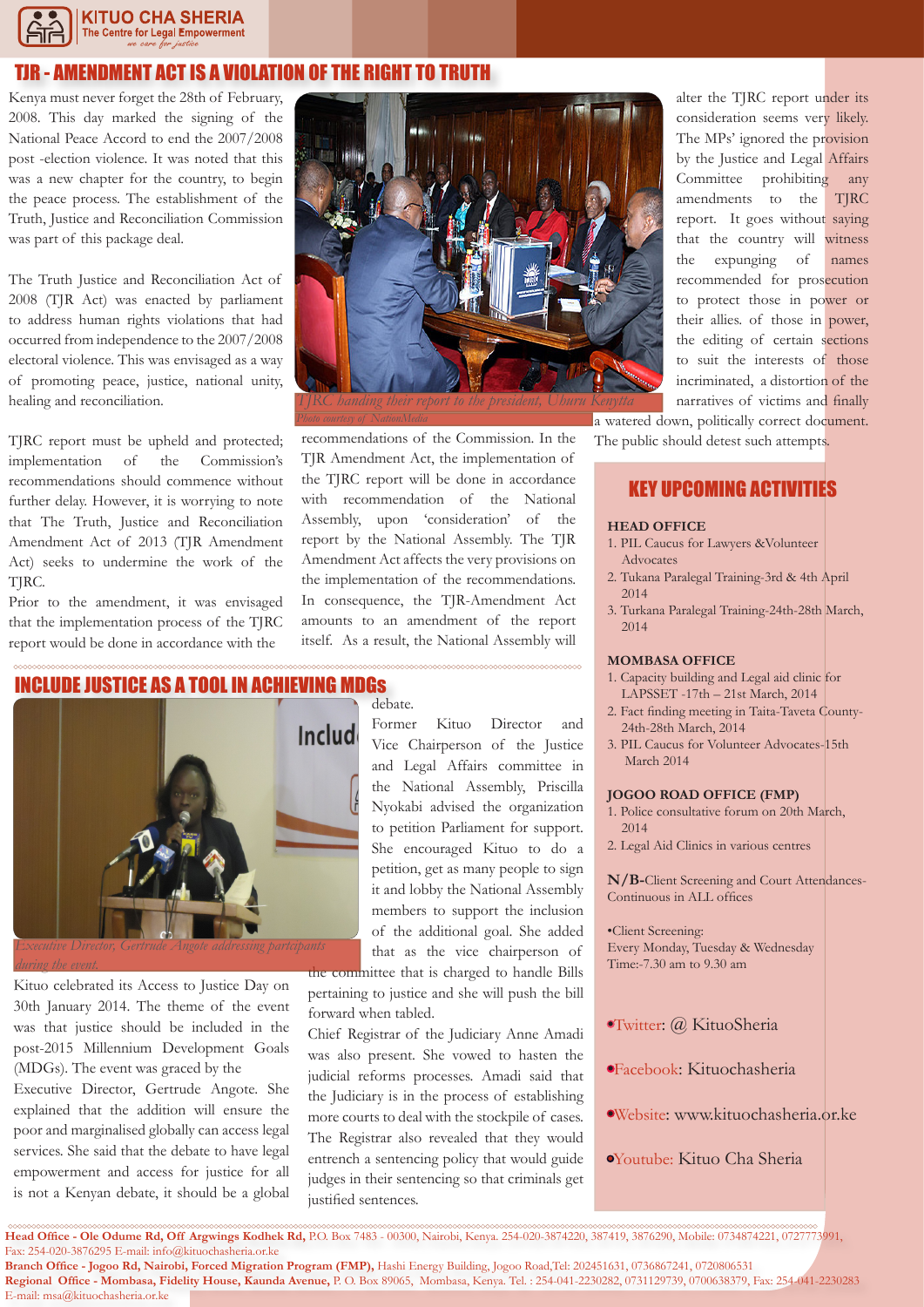# TJR - AMENDMENT ACT IS A VIOLATION OF THE RIGHT TO TRUTH

Kenya must never forget the 28th of February, 2008. This day marked the signing of the National Peace Accord to end the 2007/2008 post -election violence. It was noted that this was a new chapter for the country, to begin the peace process. The establishment of the Truth, Justice and Reconciliation Commission was part of this package deal.

The Truth Justice and Reconciliation Act of 2008 (TJR Act) was enacted by parliament to address human rights violations that had occurred from independence to the 2007/2008 electoral violence. This was envisaged as a way of promoting peace, justice, national unity, healing and reconciliation.

TJRC report must be upheld and protected; implementation of the Commission's recommendations should commence without further delay. However, it is worrying to note that The Truth, Justice and Reconciliation Amendment Act of 2013 (TJR Amendment Act) seeks to undermine the work of the TJRC.

Prior to the amendment, it was envisaged that the implementation process of the TJRC report would be done in accordance with the recommendations of the Commission. In the TJR Amendment Act, the implementation of the TJRC report will be done in accordance with recommendation of the National Assembly, upon 'consideration' of the report by the National Assembly. The TJR Amendment Act affects the very provisions on the implementation of the recommendations. In consequence, the TJR-Amendment Act amounts to an amendment of the report itself. As a result, the National Assembly will alter the TJRC report under its consideration seems very likely. The MPs' ignored the provision by the Justice and Legal Affairs Committee prohibiting any amendments to the TJRC report. It goes without saying that the country will witness the expunging of names recommended for prosecution to protect those in power or their allies. of those in power, the editing of certain sections to suit the interests of those incriminated, a distortion of the narratives of victims and finally a watered down, politically correct document. The public should detest such attempts.

*TJRC handing their report to the president, Uhuru Kenytta*

*Photo courtesy of NationMedia*

# INCLUDE JUSTICE AS A TOOL IN ACHIEVING MDGs

*Executive Director, Gertrude Angote addressing participants during the event.*

Kituo celebrated its Access to Justice Day on 30th January 2014. The theme of the event was that justice should be included in the post-2015 Millennium Development Goals (MDGs). The event was graced by the Executive Director, Gertrude Angote. She explained that the addition will ensure the poor and marginalised globally can access legal services. She said that the debate to have legal empowerment and access for justice for all is not a Kenyan debate, it should be a global debate.

Former Kituo Director and Vice Chairperson of the Justice and Legal Affairs committee in the National Assembly, Priscilla Nyokabi advised the organization to petition Parliament for support. She encouraged Kituo to do a petition, get as many people to sign it and lobby the National Assembly members to support the inclusion of the additional goal. She added that as the vice chairperson of the committee that is charged to handle Bills pertaining to justice and she will push the bill forward when tabled.

Chief Registrar of the Judiciary Anne Amadi was also present. She vowed to hasten the judicial reforms processes. Amadi said that the Judiciary is in the process of establishing more courts to deal with the stockpile of cases. The Registrar also revealed that they would entrench a sentencing policy that would guide judges in their sentencing so that criminals get justified sentences.

# KEY UPCOMING ACTIVITIES

**HEAD OFFICE**

1. PIL Caucus for Lawyers &Volunteer Advocates
2. Tukana Paralegal Training-3rd & 4th April 2014
3. Turkana Paralegal Training-24th-28th March, 2014

**MOMBASA OFFICE**

1. Capacity building and Legal aid clinic for LAPSSET -17th – 21st March, 2014
2. Fact finding meeting in Taita-Taveta County-24th-28th March, 2014
3. PIL Caucus for Volunteer Advocates-15th March 2014

**JOGOO ROAD OFFICE (FMP)**

1. Police consultative forum on 20th March, 2014
2. Legal Aid Clinics in various centres

**N/B**-Client Screening and Court Attendances-Continuous in ALL offices

•Client Screening:
Every Monday, Tuesday & Wednesday
Time:-7.30 am to 9.30 am

- Twitter: @ KituoSheria
- Facebook: Kituochasheria
- Website: www.kituochasheria.or.ke
- Youtube: Kituo Cha Sheria

**Head Office - Ole Odume Rd, Off Argwings Kodhek Rd,** P.O. Box 7483 - 00300, Nairobi, Kenya. 254-020-3874220, 387419, 3876290, Mobile: 0734874221, 0727773991, Fax: 254-020-3876295 E-mail: info@kituochasheria.or.ke

**Branch Office - Jogoo Rd, Nairobi, Forced Migration Program (FMP),** Hashi Energy Building, Jogoo Road,Tel: 202451631, 0736867241, 0720806531

**Regional Office - Mombasa, Fidelity House, Kaunda Avenue,** P. O. Box 89065, Mombasa, Kenya. Tel. : 254-041-2230282, 0731129739, 0700638379, Fax: 254-041-2230283 E-mail: msa@kituochasheria.or.ke